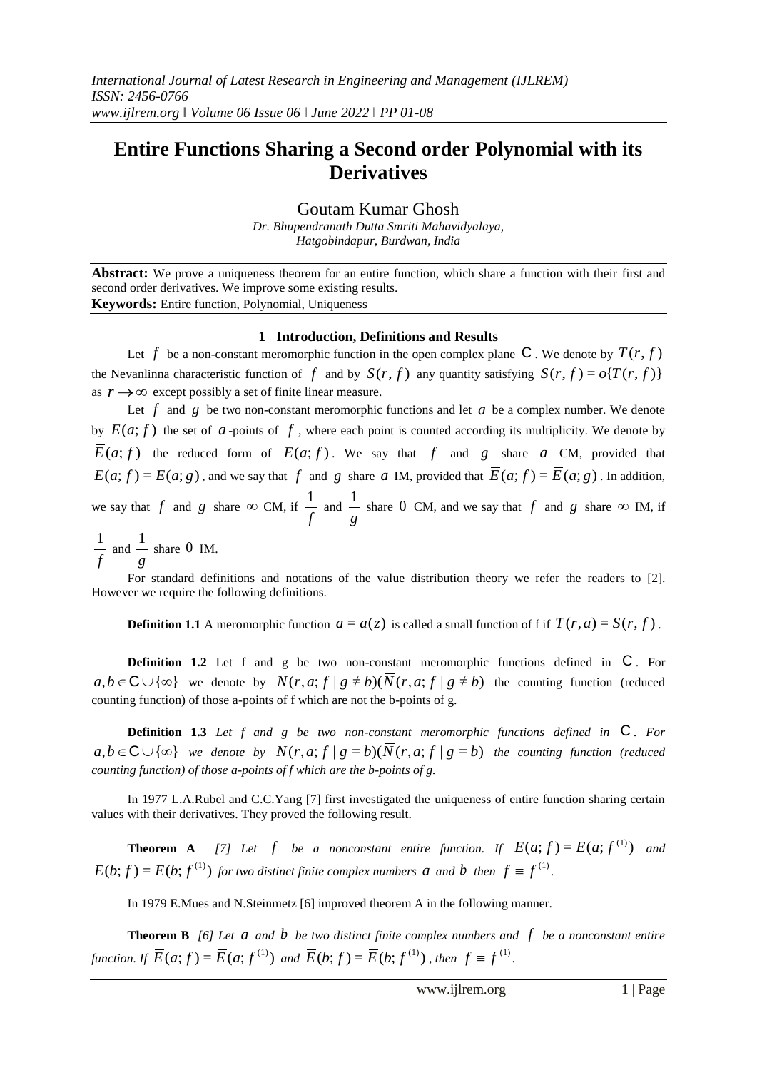# Entire Functions Sharing a Second order Polynomial with its Derivatives

Goutam Kumar Ghosh

*Dr. Bhupendranath Dutta Smriti Mahavidyalaya,*
*Hatgobindapur, Burdwan, India*

**Abstract:** We prove a uniqueness theorem for an entire function, which share a function with their first and second order derivatives. We improve some existing results.

**Keywords:** Entire function, Polynomial, Uniqueness

## 1 Introduction, Definitions and Results

Let $f$ be a non-constant meromorphic function in the open complex plane $\mathbb{C}$. We denote by $T(r, f)$ the Nevanlinna characteristic function of $f$ and by $S(r, f)$ any quantity satisfying $S(r, f) = o\{T(r, f)\}$ as $r \to \infty$ except possibly a set of finite linear measure.

Let $f$ and $g$ be two non-constant meromorphic functions and let $a$ be a complex number. We denote by $E(a; f)$ the set of $a$-points of $f$, where each point is counted according its multiplicity. We denote by $\overline{E}(a; f)$ the reduced form of $E(a; f)$. We say that $f$ and $g$ share $a$ CM, provided that $E(a; f) = E(a; g)$, and we say that $f$ and $g$ share $a$ IM, provided that $\overline{E}(a; f) = \overline{E}(a; g)$. In addition, we say that $f$ and $g$ share $\infty$ CM, if $\frac{1}{f}$ and $\frac{1}{g}$ share $0$ CM, and we say that $f$ and $g$ share $\infty$ IM, if $\frac{1}{f}$ and $\frac{1}{g}$ share $0$ IM.

For standard definitions and notations of the value distribution theory we refer the readers to [2]. However we require the following definitions.

**Definition 1.1** A meromorphic function $a = a(z)$ is called a small function of f if $T(r, a) = S(r, f)$.

**Definition 1.2** Let f and g be two non-constant meromorphic functions defined in $\mathbb{C}$. For $a, b \in \mathbb{C} \cup \{\infty\}$ we denote by $N(r, a; f \mid g \neq b)(\overline{N}(r, a; f \mid g \neq b)$ the counting function (reduced counting function) of those a-points of f which are not the b-points of g.

**Definition 1.3** *Let f and g be two non-constant meromorphic functions defined in* $\mathbb{C}$. *For* $a, b \in \mathbb{C} \cup \{\infty\}$ *we denote by* $N(r, a; f \mid g = b)(\overline{N}(r, a; f \mid g = b)$ *the counting function (reduced counting function) of those a-points of f which are the b-points of g.*

In 1977 L.A.Rubel and C.C.Yang [7] first investigated the uniqueness of entire function sharing certain values with their derivatives. They proved the following result.

**Theorem A** *[7] Let* $f$ *be a nonconstant entire function. If* $E(a; f) = E(a; f^{(1)})$ *and* $E(b; f) = E(b; f^{(1)})$ *for two distinct finite complex numbers* $a$ *and* $b$ *then* $f \equiv f^{(1)}$.

In 1979 E.Mues and N.Steinmetz [6] improved theorem A in the following manner.

**Theorem B** *[6] Let* $a$ *and* $b$ *be two distinct finite complex numbers and* $f$ *be a nonconstant entire function. If* $\overline{E}(a; f) = \overline{E}(a; f^{(1)})$ *and* $\overline{E}(b; f) = \overline{E}(b; f^{(1)})$, *then* $f \equiv f^{(1)}$.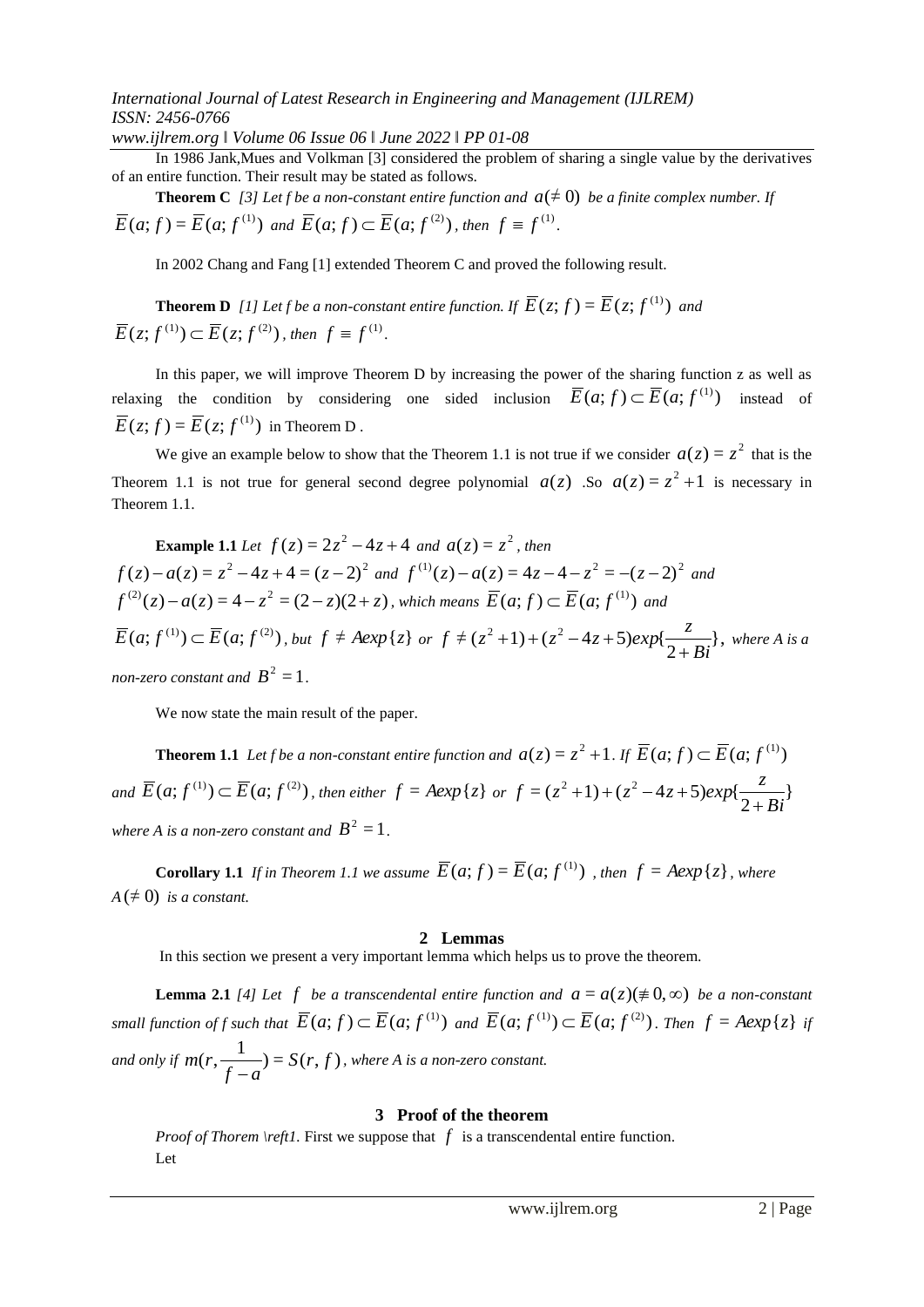In 1986 Jank, Mues and Volkman [3] considered the problem of sharing a single value by the derivatives of an entire function. Their result may be stated as follows.

**Theorem C** *[3] Let f be a non-constant entire function and $a(\neq 0)$ be a finite complex number. If $\overline{E}(a; f) = \overline{E}(a; f^{(1)})$ and $\overline{E}(a; f) \subset \overline{E}(a; f^{(2)})$, then $f \equiv f^{(1)}$.*

In 2002 Chang and Fang [1] extended Theorem C and proved the following result.

**Theorem D** *[1] Let f be a non-constant entire function. If $\overline{E}(z; f) = \overline{E}(z; f^{(1)})$ and $\overline{E}(z; f^{(1)}) \subset \overline{E}(z; f^{(2)})$, then $f \equiv f^{(1)}$.*

In this paper, we will improve Theorem D by increasing the power of the sharing function z as well as relaxing the condition by considering one sided inclusion $\overline{E}(a; f) \subset \overline{E}(a; f^{(1)})$ instead of $\overline{E}(z; f) = \overline{E}(z; f^{(1)})$ in Theorem D.

We give an example below to show that the Theorem 1.1 is not true if we consider $a(z) = z^2$ that is the Theorem 1.1 is not true for general second degree polynomial $a(z)$. So $a(z) = z^2 + 1$ is necessary in Theorem 1.1.

**Example 1.1** *Let $f(z) = 2z^2 - 4z + 4$ and $a(z) = z^2$, then $f(z) - a(z) = z^2 - 4z + 4 = (z-2)^2$ and $f^{(1)}(z) - a(z) = 4z - 4 - z^2 = -(z-2)^2$ and $f^{(2)}(z) - a(z) = 4 - z^2 = (2-z)(2+z)$, which means $\overline{E}(a; f) \subset \overline{E}(a; f^{(1)})$ and $\overline{E}(a; f^{(1)}) \subset \overline{E}(a; f^{(2)})$, but $f \neq Aexp\{z\}$ or $f \neq (z^2+1) + (z^2 - 4z + 5)exp\{\frac{z}{2+Bi}\}$, where A is a non-zero constant and $B^2 = 1$.*

We now state the main result of the paper.

**Theorem 1.1** *Let f be a non-constant entire function and $a(z) = z^2 + 1$. If $\overline{E}(a; f) \subset \overline{E}(a; f^{(1)})$ and $\overline{E}(a; f^{(1)}) \subset \overline{E}(a; f^{(2)})$, then either $f = Aexp\{z\}$ or $f = (z^2+1) + (z^2 - 4z + 5)exp\{\frac{z}{2+Bi}\}$ where A is a non-zero constant and $B^2 = 1$.*

**Corollary 1.1** *If in Theorem 1.1 we assume $\overline{E}(a; f) = \overline{E}(a; f^{(1)})$, then $f = Aexp\{z\}$, where $A(\neq 0)$ is a constant.*

## 2 Lemmas

In this section we present a very important lemma which helps us to prove the theorem.

**Lemma 2.1** *[4] Let $f$ be a transcendental entire function and $a = a(z)(\not\equiv 0, \infty)$ be a non-constant small function of f such that $\overline{E}(a; f) \subset \overline{E}(a; f^{(1)})$ and $\overline{E}(a; f^{(1)}) \subset \overline{E}(a; f^{(2)})$. Then $f = Aexp\{z\}$ if and only if $m(r, \frac{1}{f-a}) = S(r, f)$, where A is a non-zero constant.*

## 3 Proof of the theorem

*Proof of Thorem \reft1.* First we suppose that $f$ is a transcendental entire function.
Let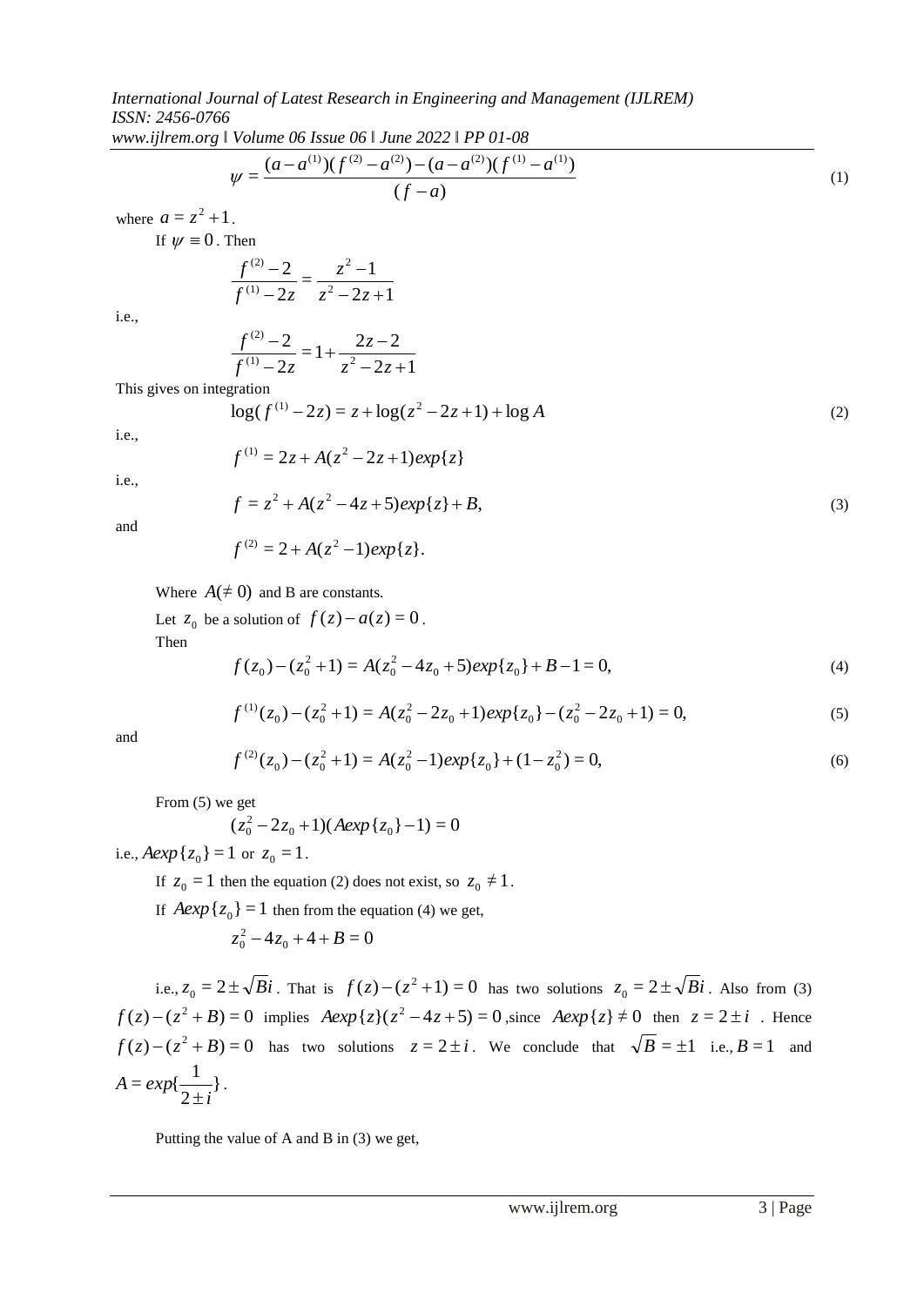$$\psi = \frac{(a-a^{(1)})(f^{(2)}-a^{(2)})-(a-a^{(2)})(f^{(1)}-a^{(1)})}{(f-a)} \tag{1}$$

where $a = z^2+1$.

If $\psi \equiv 0$. Then

$$\frac{f^{(2)}-2}{f^{(1)}-2z} = \frac{z^2-1}{z^2-2z+1}$$

i.e.,

$$\frac{f^{(2)}-2}{f^{(1)}-2z} = 1+\frac{2z-2}{z^2-2z+1}$$

This gives on integration

$$\log(f^{(1)}-2z) = z+\log(z^2-2z+1)+\log A \tag{2}$$

i.e.,

$$f^{(1)} = 2z + A(z^2-2z+1)exp\{z\}$$

i.e.,

$$f = z^2 + A(z^2-4z+5)exp\{z\}+B, \tag{3}$$

and

$$f^{(2)} = 2 + A(z^2-1)exp\{z\}.$$

Where $A(\neq 0)$ and B are constants.

Let $z_0$ be a solution of $f(z)-a(z)=0$.

Then

$$f(z_0)-(z_0^2+1) = A(z_0^2-4z_0+5)exp\{z_0\}+B-1=0, \tag{4}$$

$$f^{(1)}(z_0)-(z_0^2+1) = A(z_0^2-2z_0+1)exp\{z_0\}-(z_0^2-2z_0+1)=0, \tag{5}$$

and

$$f^{(2)}(z_0)-(z_0^2+1) = A(z_0^2-1)exp\{z_0\}+(1-z_0^2)=0, \tag{6}$$

From (5) we get

$$(z_0^2-2z_0+1)(Aexp\{z_0\}-1)=0$$

i.e., $Aexp\{z_0\}=1$ or $z_0=1$.

If $z_0=1$ then the equation (2) does not exist, so $z_0 \neq 1$.

If $Aexp\{z_0\}=1$ then from the equation (4) we get,

$$z_0^2-4z_0+4+B=0$$

i.e., $z_0 = 2 \pm \sqrt{B}i$. That is $f(z)-(z^2+1)=0$ has two solutions $z_0 = 2\pm\sqrt{B}i$. Also from (3) $f(z)-(z^2+B)=0$ implies $Aexp\{z\}(z^2-4z+5)=0$, since $Aexp\{z\}\neq 0$ then $z=2\pm i$. Hence $f(z)-(z^2+B)=0$ has two solutions $z=2\pm i$. We conclude that $\sqrt{B}=\pm 1$ i.e., $B=1$ and $A = exp\{\frac{1}{2\pm i}\}$.

Putting the value of A and B in (3) we get,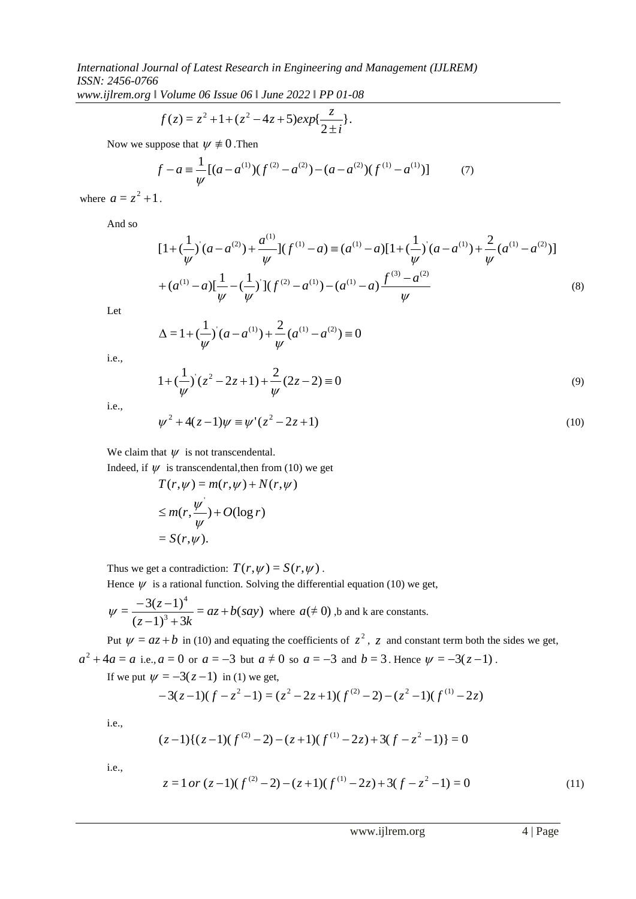$$f(z) = z^2 + 1 + (z^2 - 4z + 5)exp\{\frac{z}{2 \pm i}\}.$$

Now we suppose that $\psi \not\equiv 0$ .Then

$$f - a \equiv \frac{1}{\psi}[(a - a^{(1)})(f^{(2)} - a^{(2)}) - (a - a^{(2)})(f^{(1)} - a^{(1)})] \qquad (7)$$

where $a = z^2 + 1$.

And so

$$[1 + (\frac{1}{\psi})^{'}(a - a^{(2)}) + \frac{a^{(1)}}{\psi}](f^{(1)} - a) \equiv (a^{(1)} - a)[1 + (\frac{1}{\psi})^{'}(a - a^{(1)}) + \frac{2}{\psi}(a^{(1)} - a^{(2)})]$$
$$+ (a^{(1)} - a)[\frac{1}{\psi} - (\frac{1}{\psi})^{'}](f^{(2)} - a^{(1)}) - (a^{(1)} - a)\frac{f^{(3)} - a^{(2)}}{\psi} \qquad (8)$$

Let

$$\Delta = 1 + (\frac{1}{\psi})^{'}(a - a^{(1)}) + \frac{2}{\psi}(a^{(1)} - a^{(2)}) \equiv 0$$

i.e.,

$$1 + (\frac{1}{\psi})^{'}(z^2 - 2z + 1) + \frac{2}{\psi}(2z - 2) \equiv 0 \qquad (9)$$

i.e.,

$$\psi^2 + 4(z - 1)\psi \equiv \psi'(z^2 - 2z + 1) \qquad (10)$$

We claim that $\psi$ is not transcendental.

Indeed, if $\psi$ is transcendental,then from (10) we get

$$T(r,\psi) = m(r,\psi) + N(r,\psi)$$
$$\leq m(r,\frac{\psi^{'}}{\psi}) + O(\log r)$$
$$= S(r,\psi).$$

Thus we get a contradiction: $T(r,\psi) = S(r,\psi)$ .

Hence $\psi$ is a rational function. Solving the differential equation (10) we get,

$\psi = \dfrac{-3(z-1)^4}{(z-1)^3 + 3k} = az + b(say)$ where $a(\neq 0)$ ,b and k are constants.

Put $\psi = az + b$ in (10) and equating the coefficients of $z^2$, $z$ and constant term both the sides we get, $a^2 + 4a = a$ i.e., $a = 0$ or $a = -3$ but $a \neq 0$ so $a = -3$ and $b = 3$. Hence $\psi = -3(z-1)$ .

If we put $\psi = -3(z-1)$ in (1) we get,

$$-3(z-1)(f - z^2 - 1) = (z^2 - 2z + 1)(f^{(2)} - 2) - (z^2 - 1)(f^{(1)} - 2z)$$

i.e.,

$$(z-1)\{(z-1)(f^{(2)} - 2) - (z+1)(f^{(1)} - 2z) + 3(f - z^2 - 1)\} = 0$$

i.e.,

$$z = 1 \; or \; (z-1)(f^{(2)} - 2) - (z+1)(f^{(1)} - 2z) + 3(f - z^2 - 1) = 0 \qquad (11)$$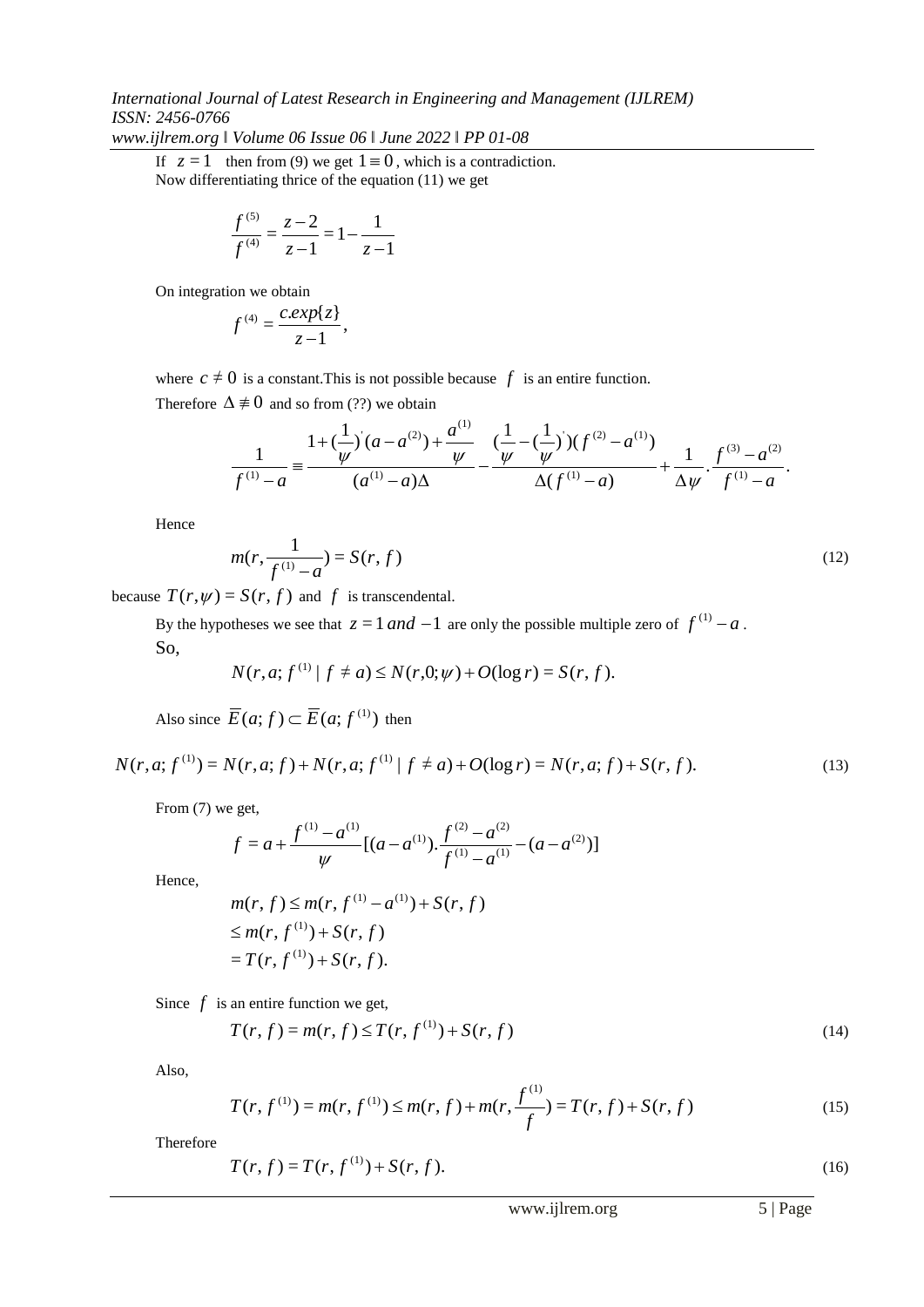If $z=1$ then from (9) we get $1\equiv 0$, which is a contradiction.
Now differentiating thrice of the equation (11) we get

$$\frac{f^{(5)}}{f^{(4)}}=\frac{z-2}{z-1}=1-\frac{1}{z-1}$$

On integration we obtain

$$f^{(4)}=\frac{c.exp\{z\}}{z-1},$$

where $c\neq 0$ is a constant.This is not possible because $f$ is an entire function.

Therefore $\Delta\not\equiv 0$ and so from (??) we obtain

$$\frac{1}{f^{(1)}-a}\equiv\frac{1+(\frac{1}{\psi})^{'}(a-a^{(2)})+\frac{a^{(1)}}{\psi}}{(a^{(1)}-a)\Delta}-\frac{(\frac{1}{\psi}-(\frac{1}{\psi})^{'})(f^{(2)}-a^{(1)})}{\Delta(f^{(1)}-a)}+\frac{1}{\Delta\psi}.\frac{f^{(3)}-a^{(2)}}{f^{(1)}-a}.$$

Hence

$$m(r,\frac{1}{f^{(1)}-a})=S(r,f) \tag{12}$$

because $T(r,\psi)=S(r,f)$ and $f$ is transcendental.

By the hypotheses we see that $z=1\ and\ -1$ are only the possible multiple zero of $f^{(1)}-a$.
So,

$$N(r,a;f^{(1)}\mid f\neq a)\leq N(r,0;\psi)+O(\log r)=S(r,f).$$

Also since $\overline{E}(a;f)\subset\overline{E}(a;f^{(1)})$ then

$$N(r,a;f^{(1)})=N(r,a;f)+N(r,a;f^{(1)}\mid f\neq a)+O(\log r)=N(r,a;f)+S(r,f). \tag{13}$$

From (7) we get,

$$f=a+\frac{f^{(1)}-a^{(1)}}{\psi}[(a-a^{(1)}).\frac{f^{(2)}-a^{(2)}}{f^{(1)}-a^{(1)}}-(a-a^{(2)})]$$

Hence,

$$\begin{aligned}m(r,f)&\leq m(r,f^{(1)}-a^{(1)})+S(r,f)\\&\leq m(r,f^{(1)})+S(r,f)\\&=T(r,f^{(1)})+S(r,f).\end{aligned}$$

Since $f$ is an entire function we get,

$$T(r,f)=m(r,f)\leq T(r,f^{(1)})+S(r,f) \tag{14}$$

Also,

$$T(r,f^{(1)})=m(r,f^{(1)})\leq m(r,f)+m(r,\frac{f^{(1)}}{f})=T(r,f)+S(r,f) \tag{15}$$

Therefore

$$T(r,f)=T(r,f^{(1)})+S(r,f). \tag{16}$$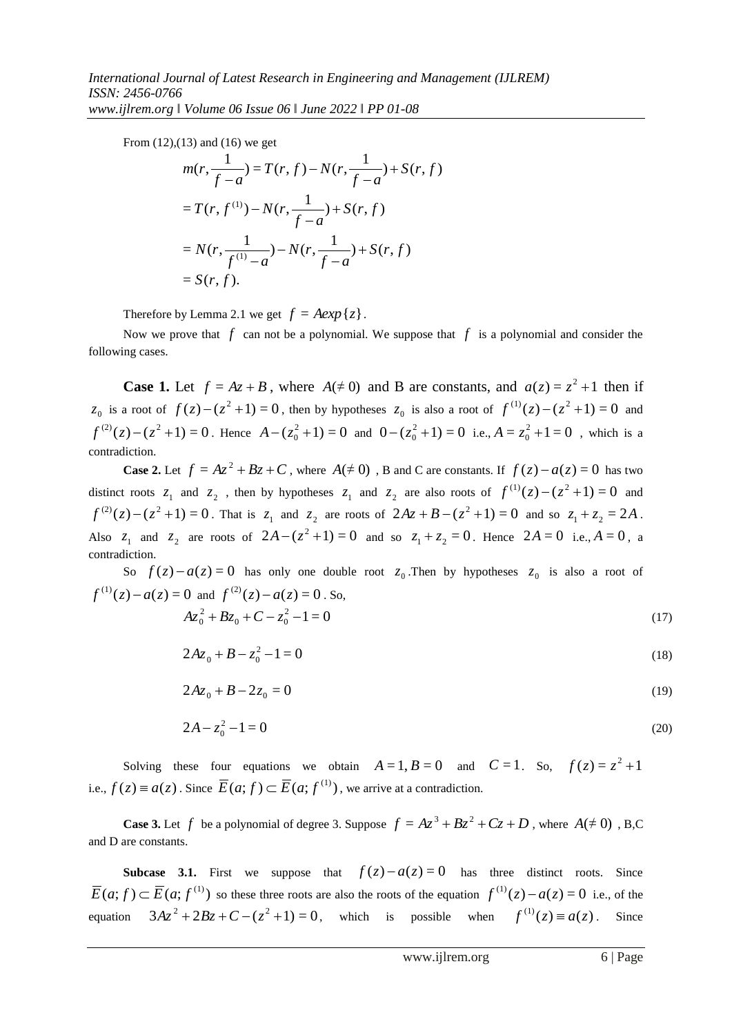From (12),(13) and (16) we get

$$
\begin{aligned}
m(r,\frac{1}{f-a}) &= T(r,f) - N(r,\frac{1}{f-a}) + S(r,f) \\
&= T(r,f^{(1)}) - N(r,\frac{1}{f-a}) + S(r,f) \\
&= N(r,\frac{1}{f^{(1)}-a}) - N(r,\frac{1}{f-a}) + S(r,f) \\
&= S(r,f).
\end{aligned}
$$

Therefore by Lemma 2.1 we get $f = A\exp\{z\}$.

Now we prove that $f$ can not be a polynomial. We suppose that $f$ is a polynomial and consider the following cases.

**Case 1.** Let $f = Az + B$, where $A(\neq 0)$ and B are constants, and $a(z) = z^2+1$ then if $z_0$ is a root of $f(z)-(z^2+1)=0$, then by hypotheses $z_0$ is also a root of $f^{(1)}(z)-(z^2+1)=0$ and $f^{(2)}(z)-(z^2+1)=0$. Hence $A-(z_0^2+1)=0$ and $0-(z_0^2+1)=0$ i.e., $A = z_0^2+1=0$ , which is a contradiction.

**Case 2.** Let $f = Az^2 + Bz + C$, where $A(\neq 0)$ , B and C are constants. If $f(z)-a(z)=0$ has two distinct roots $z_1$ and $z_2$ , then by hypotheses $z_1$ and $z_2$ are also roots of $f^{(1)}(z)-(z^2+1)=0$ and $f^{(2)}(z)-(z^2+1)=0$. That is $z_1$ and $z_2$ are roots of $2Az+B-(z^2+1)=0$ and so $z_1+z_2=2A$. Also $z_1$ and $z_2$ are roots of $2A-(z^2+1)=0$ and so $z_1+z_2=0$. Hence $2A=0$ i.e., $A=0$, a contradiction.

So $f(z)-a(z)=0$ has only one double root $z_0$.Then by hypotheses $z_0$ is also a root of $f^{(1)}(z)-a(z)=0$ and $f^{(2)}(z)-a(z)=0$. So,

$$Az_0^2 + Bz_0 + C - z_0^2 - 1 = 0 \tag{17}$$

$$2Az_0 + B - z_0^2 - 1 = 0 \tag{18}$$

$$2Az_0 + B - 2z_0 = 0 \tag{19}$$

$$2A - z_0^2 - 1 = 0 \tag{20}$$

Solving these four equations we obtain $A=1, B=0$ and $C=1$. So, $f(z)=z^2+1$ i.e., $f(z)\equiv a(z)$. Since $\overline{E}(a;f)\subset \overline{E}(a;f^{(1)})$, we arrive at a contradiction.

**Case 3.** Let $f$ be a polynomial of degree 3. Suppose $f = Az^3 + Bz^2 + Cz + D$, where $A(\neq 0)$ , B,C and D are constants.

**Subcase 3.1.** First we suppose that $f(z)-a(z)=0$ has three distinct roots. Since $\overline{E}(a;f)\subset \overline{E}(a;f^{(1)})$ so these three roots are also the roots of the equation $f^{(1)}(z)-a(z)=0$ i.e., of the equation $3Az^2+2Bz+C-(z^2+1)=0$, which is possible when $f^{(1)}(z)\equiv a(z)$. Since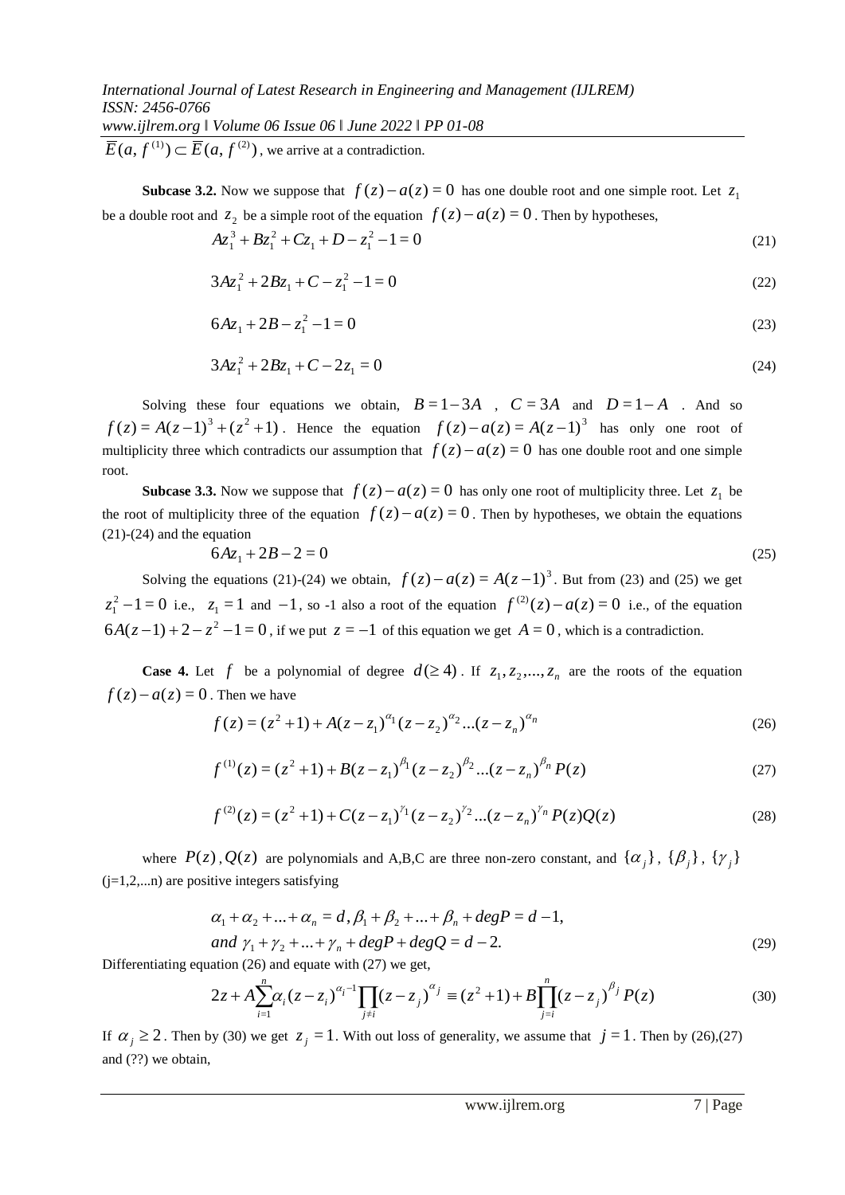$\overline{E}(a, f^{(1)}) \subset \overline{E}(a, f^{(2)})$, we arrive at a contradiction.

**Subcase 3.2.** Now we suppose that $f(z) - a(z) = 0$ has one double root and one simple root. Let $z_1$ be a double root and $z_2$ be a simple root of the equation $f(z) - a(z) = 0$. Then by hypotheses,

$$Az_1^3 + Bz_1^2 + Cz_1 + D - z_1^2 - 1 = 0 \tag{21}$$

$$3Az_1^2 + 2Bz_1 + C - z_1^2 - 1 = 0 \tag{22}$$

$$6Az_1 + 2B - z_1^2 - 1 = 0 \tag{23}$$

$$3Az_1^2 + 2Bz_1 + C - 2z_1 = 0 \tag{24}$$

Solving these four equations we obtain, $B = 1 - 3A$ , $C = 3A$ and $D = 1 - A$ . And so $f(z) = A(z-1)^3 + (z^2 + 1)$. Hence the equation $f(z) - a(z) = A(z-1)^3$ has only one root of multiplicity three which contradicts our assumption that $f(z) - a(z) = 0$ has one double root and one simple root.

**Subcase 3.3.** Now we suppose that $f(z) - a(z) = 0$ has only one root of multiplicity three. Let $z_1$ be the root of multiplicity three of the equation $f(z) - a(z) = 0$. Then by hypotheses, we obtain the equations (21)-(24) and the equation

$$6Az_1 + 2B - 2 = 0 \tag{25}$$

Solving the equations (21)-(24) we obtain, $f(z) - a(z) = A(z-1)^3$. But from (23) and (25) we get $z_1^2 - 1 = 0$ i.e., $z_1 = 1$ and $-1$, so -1 also a root of the equation $f^{(2)}(z) - a(z) = 0$ i.e., of the equation $6A(z-1) + 2 - z^2 - 1 = 0$, if we put $z = -1$ of this equation we get $A = 0$, which is a contradiction.

**Case 4.** Let $f$ be a polynomial of degree $d(\geq 4)$. If $z_1, z_2, ..., z_n$ are the roots of the equation $f(z) - a(z) = 0$. Then we have

$$f(z) = (z^2 + 1) + A(z - z_1)^{\alpha_1}(z - z_2)^{\alpha_2}...(z - z_n)^{\alpha_n} \tag{26}$$

$$f^{(1)}(z) = (z^2 + 1) + B(z - z_1)^{\beta_1}(z - z_2)^{\beta_2}...(z - z_n)^{\beta_n} P(z) \tag{27}$$

$$f^{(2)}(z) = (z^2 + 1) + C(z - z_1)^{\gamma_1}(z - z_2)^{\gamma_2}...(z - z_n)^{\gamma_n} P(z)Q(z) \tag{28}$$

where $P(z), Q(z)$ are polynomials and A,B,C are three non-zero constant, and $\{\alpha_j\}$, $\{\beta_j\}$, $\{\gamma_j\}$ (j=1,2,...n) are positive integers satisfying

$$\alpha_1 + \alpha_2 + ... + \alpha_n = d, \beta_1 + \beta_2 + ... + \beta_n + degP = d - 1,$$
$$and\ \gamma_1 + \gamma_2 + ... + \gamma_n + degP + degQ = d - 2. \tag{29}$$

Differentiating equation (26) and equate with (27) we get,

$$2z + A\sum_{i=1}^{n}\alpha_i(z - z_i)^{\alpha_i - 1}\prod_{j \neq i}(z - z_j)^{\alpha_j} \equiv (z^2 + 1) + B\prod_{j=i}^{n}(z - z_j)^{\beta_j} P(z) \tag{30}$$

If $\alpha_j \geq 2$. Then by (30) we get $z_j = 1$. With out loss of generality, we assume that $j = 1$. Then by (26),(27) and (??) we obtain,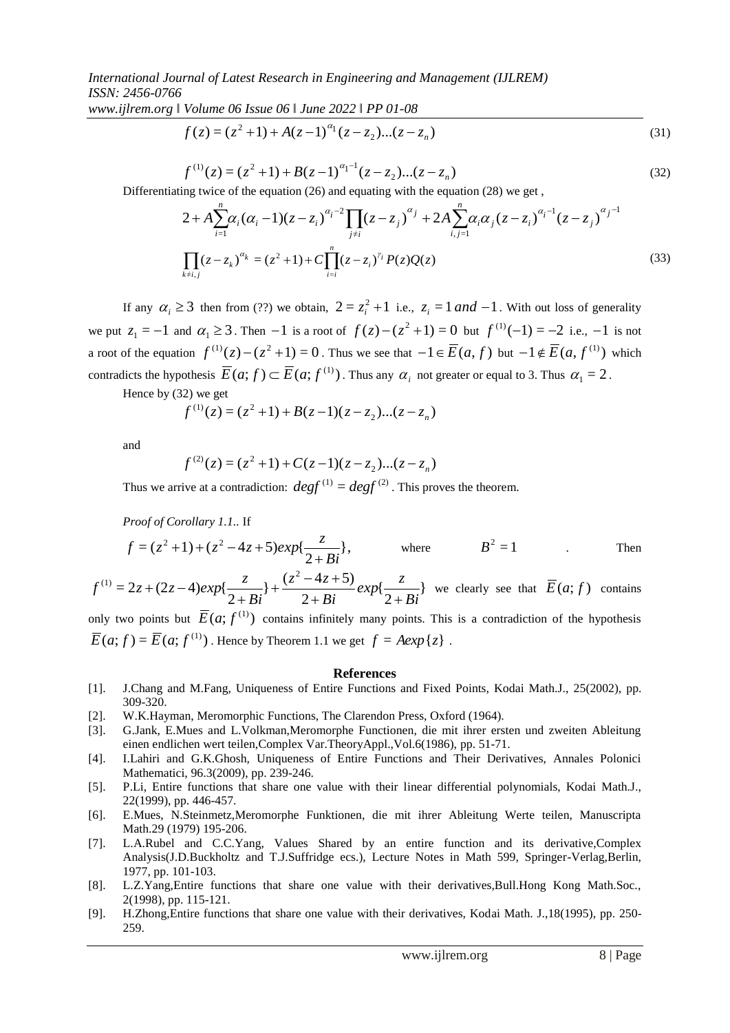$$f(z) = (z^2+1) + A(z-1)^{\alpha_1}(z-z_2)...(z-z_n) \tag{31}$$

$$f^{(1)}(z) = (z^2+1) + B(z-1)^{\alpha_1 - 1}(z-z_2)...(z-z_n) \tag{32}$$

Differentiating twice of the equation (26) and equating with the equation (28) we get ,

$$2 + A\sum_{i=1}^{n}\alpha_i(\alpha_i - 1)(z-z_i)^{\alpha_i - 2}\prod_{j\neq i}(z-z_j)^{\alpha_j} + 2A\sum_{i,j=1}^{n}\alpha_i\alpha_j(z-z_i)^{\alpha_i - 1}(z-z_j)^{\alpha_j - 1}$$
$$\prod_{k\neq i,j}(z-z_k)^{\alpha_k} = (z^2+1) + C\prod_{i=i}^{n}(z-z_i)^{\gamma_i}P(z)Q(z) \tag{33}$$

If any $\alpha_i \geq 3$ then from (??) we obtain, $2 = z_i^2 + 1$ i.e., $z_i = 1\, and\, -1$. With out loss of generality we put $z_1 = -1$ and $\alpha_1 \geq 3$. Then $-1$ is a root of $f(z) - (z^2+1) = 0$ but $f^{(1)}(-1) = -2$ i.e., $-1$ is not a root of the equation $f^{(1)}(z) - (z^2+1) = 0$. Thus we see that $-1 \in \overline{E}(a, f)$ but $-1 \notin \overline{E}(a, f^{(1)})$ which contradicts the hypothesis $\overline{E}(a; f) \subset \overline{E}(a; f^{(1)})$. Thus any $\alpha_i$ not greater or equal to 3. Thus $\alpha_1 = 2$.

Hence by (32) we get

$$f^{(1)}(z) = (z^2+1) + B(z-1)(z-z_2)...(z-z_n)$$

and

$$f^{(2)}(z) = (z^2+1) + C(z-1)(z-z_2)...(z-z_n)$$

Thus we arrive at a contradiction: $degf^{(1)} = degf^{(2)}$. This proves the theorem.

*Proof of Corollary 1.1.*. If $f = (z^2+1) + (z^2 - 4z + 5)exp\{\frac{z}{2+Bi}\}$, where $B^2 = 1$. Then $f^{(1)} = 2z + (2z-4)exp\{\frac{z}{2+Bi}\} + \frac{(z^2-4z+5)}{2+Bi}exp\{\frac{z}{2+Bi}\}$ we clearly see that $\overline{E}(a; f)$ contains only two points but $\overline{E}(a; f^{(1)})$ contains infinitely many points. This is a contradiction of the hypothesis $\overline{E}(a; f) = \overline{E}(a; f^{(1)})$. Hence by Theorem 1.1 we get $f = Aexp\{z\}$.

## References

[1]. J.Chang and M.Fang, Uniqueness of Entire Functions and Fixed Points, Kodai Math.J., 25(2002), pp. 309-320.

[2]. W.K.Hayman, Meromorphic Functions, The Clarendon Press, Oxford (1964).

[3]. G.Jank, E.Mues and L.Volkman,Meromorphe Functionen, die mit ihrer ersten und zweiten Ableitung einen endlichen wert teilen,Complex Var.TheoryAppl.,Vol.6(1986), pp. 51-71.

[4]. I.Lahiri and G.K.Ghosh, Uniqueness of Entire Functions and Their Derivatives, Annales Polonici Mathematici, 96.3(2009), pp. 239-246.

[5]. P.Li, Entire functions that share one value with their linear differential polynomials, Kodai Math.J., 22(1999), pp. 446-457.

[6]. E.Mues, N.Steinmetz,Meromorphe Funktionen, die mit ihrer Ableitung Werte teilen, Manuscripta Math.29 (1979) 195-206.

[7]. L.A.Rubel and C.C.Yang, Values Shared by an entire function and its derivative,Complex Analysis(J.D.Buckholtz and T.J.Suffridge ecs.), Lecture Notes in Math 599, Springer-Verlag,Berlin, 1977, pp. 101-103.

[8]. L.Z.Yang,Entire functions that share one value with their derivatives,Bull.Hong Kong Math.Soc., 2(1998), pp. 115-121.

[9]. H.Zhong,Entire functions that share one value with their derivatives, Kodai Math. J.,18(1995), pp. 250-259.